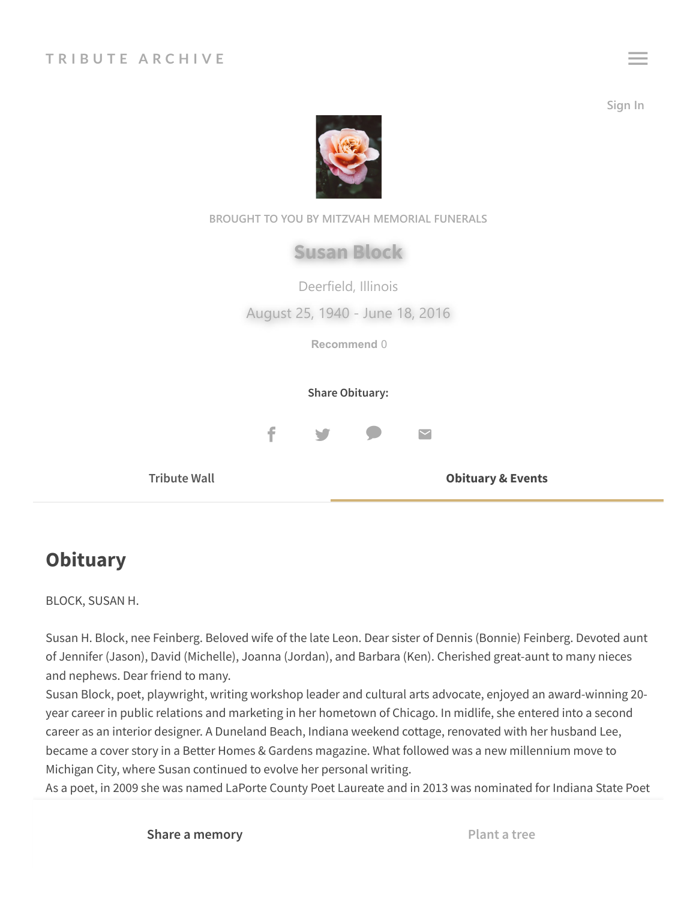TRIBUTE ARCHIVE

Sign In

BROUGHT TO YOU BY MITZVAH MEMORIAL FUNERALS

# Susan Block

Deerfield, Illinois

August 25, 1940 - June 18, 2016

Recommend 0

**Share Obituary:**

Tribute Wall | **Obituary & Events**

## Obituary

BLOCK, SUSAN H.

Susan H. Block, nee Feinberg. Beloved wife of the late Leon. Dear sister of Dennis (Bonnie) Feinberg. Devoted aunt of Jennifer (Jason), David (Michelle), Joanna (Jordan), and Barbara (Ken). Cherished great-aunt to many nieces and nephews. Dear friend to many.

Susan Block, poet, playwright, writing workshop leader and cultural arts advocate, enjoyed an award-winning 20-year career in public relations and marketing in her hometown of Chicago. In midlife, she entered into a second career as an interior designer. A Duneland Beach, Indiana weekend cottage, renovated with her husband Lee, became a cover story in a Better Homes & Gardens magazine. What followed was a new millennium move to Michigan City, where Susan continued to evolve her personal writing.

As a poet, in 2009 she was named LaPorte County Poet Laureate and in 2013 was nominated for Indiana State Poet

Share a memory | Plant a tree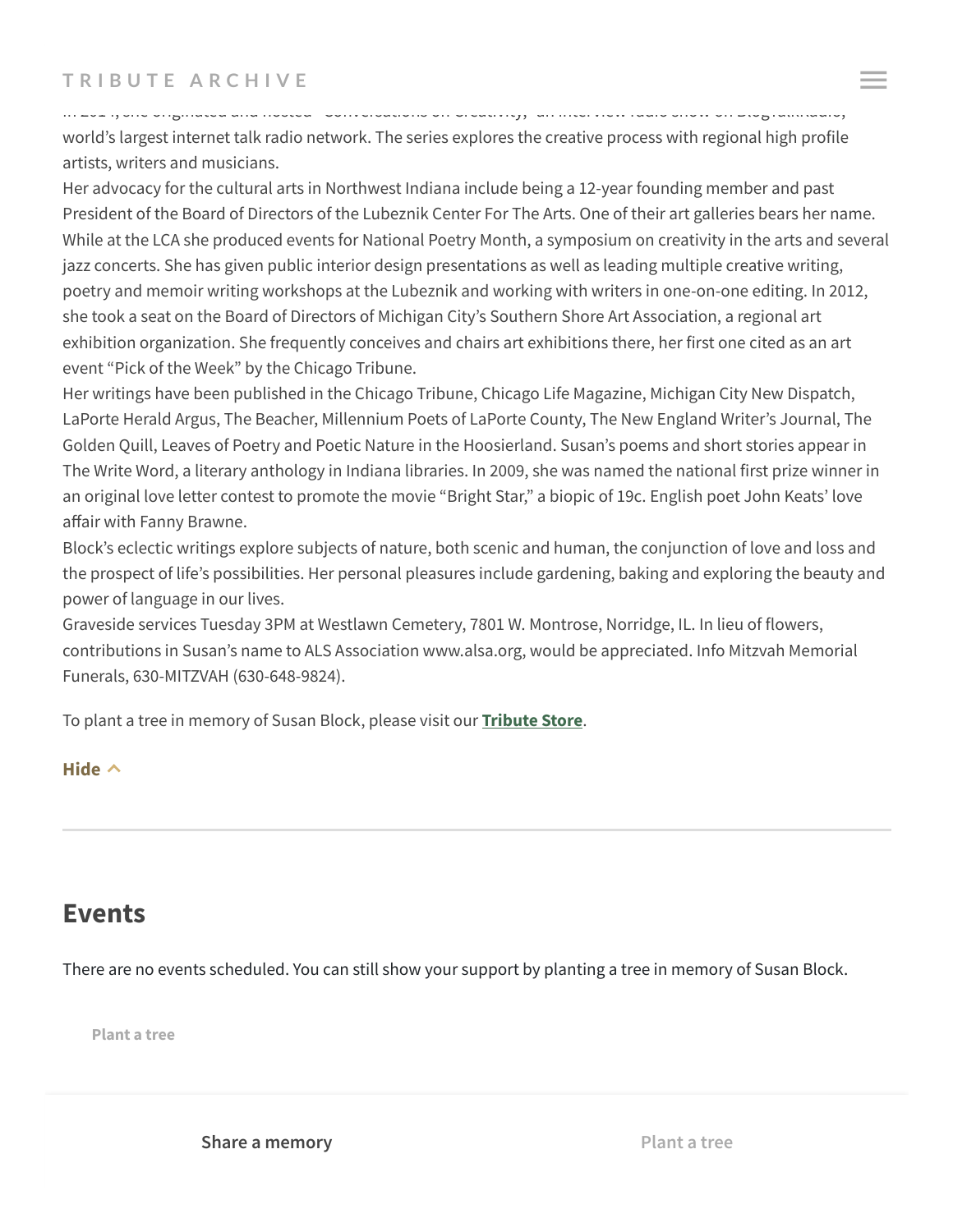world's largest internet talk radio network. The series explores the creative process with regional high profile artists, writers and musicians.

Her advocacy for the cultural arts in Northwest Indiana include being a 12-year founding member and past President of the Board of Directors of the Lubeznik Center For The Arts. One of their art galleries bears her name. While at the LCA she produced events for National Poetry Month, a symposium on creativity in the arts and several jazz concerts. She has given public interior design presentations as well as leading multiple creative writing, poetry and memoir writing workshops at the Lubeznik and working with writers in one-on-one editing. In 2012, she took a seat on the Board of Directors of Michigan City's Southern Shore Art Association, a regional art exhibition organization. She frequently conceives and chairs art exhibitions there, her first one cited as an art event "Pick of the Week" by the Chicago Tribune.

Her writings have been published in the Chicago Tribune, Chicago Life Magazine, Michigan City New Dispatch, LaPorte Herald Argus, The Beacher, Millennium Poets of LaPorte County, The New England Writer's Journal, The Golden Quill, Leaves of Poetry and Poetic Nature in the Hoosierland. Susan's poems and short stories appear in The Write Word, a literary anthology in Indiana libraries. In 2009, she was named the national first prize winner in an original love letter contest to promote the movie "Bright Star," a biopic of 19c. English poet John Keats' love affair with Fanny Brawne.

Block's eclectic writings explore subjects of nature, both scenic and human, the conjunction of love and loss and the prospect of life's possibilities. Her personal pleasures include gardening, baking and exploring the beauty and power of language in our lives.

Graveside services Tuesday 3PM at Westlawn Cemetery, 7801 W. Montrose, Norridge, IL. In lieu of flowers, contributions in Susan's name to ALS Association www.alsa.org, would be appreciated. Info Mitzvah Memorial Funerals, 630-MITZVAH (630-648-9824).

To plant a tree in memory of Susan Block, please visit our **Tribute Store**.

Hide

## Events

There are no events scheduled. You can still show your support by planting a tree in memory of Susan Block.

Plant a tree

Share a memory

Plant a tree